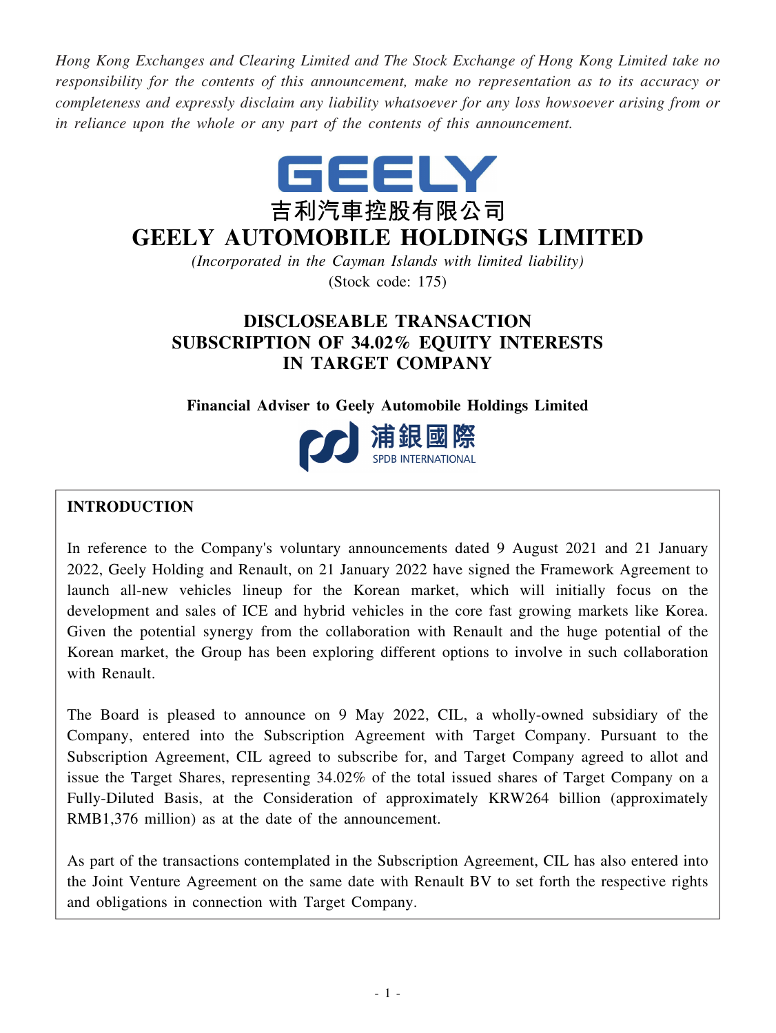*Hong Kong Exchanges and Clearing Limited and The Stock Exchange of Hong Kong Limited take no responsibility for the contents of this announcement, make no representation as to its accuracy or completeness and expressly disclaim any liability whatsoever for any loss howsoever arising from or in reliance upon the whole or any part of the contents of this announcement.*

GEELY

吉利汽車控股有限公司

# GEELY AUTOMOBILE HOLDINGS LIMITED

*(Incorporated in the Cayman Islands with limited liability)*

(Stock code: 175)

## DISCLOSEABLE TRANSACTION SUBSCRIPTION OF 34.02% EQUITY INTERESTS IN TARGET COMPANY

**Financial Adviser to Geely Automobile Holdings Limited**

浦銀國際 SPDB INTERNATIONAL

### INTRODUCTION

In reference to the Company's voluntary announcements dated 9 August 2021 and 21 January 2022, Geely Holding and Renault, on 21 January 2022 have signed the Framework Agreement to launch all-new vehicles lineup for the Korean market, which will initially focus on the development and sales of ICE and hybrid vehicles in the core fast growing markets like Korea. Given the potential synergy from the collaboration with Renault and the huge potential of the Korean market, the Group has been exploring different options to involve in such collaboration with Renault.

The Board is pleased to announce on 9 May 2022, CIL, a wholly-owned subsidiary of the Company, entered into the Subscription Agreement with Target Company. Pursuant to the Subscription Agreement, CIL agreed to subscribe for, and Target Company agreed to allot and issue the Target Shares, representing 34.02% of the total issued shares of Target Company on a Fully-Diluted Basis, at the Consideration of approximately KRW264 billion (approximately RMB1,376 million) as at the date of the announcement.

As part of the transactions contemplated in the Subscription Agreement, CIL has also entered into the Joint Venture Agreement on the same date with Renault BV to set forth the respective rights and obligations in connection with Target Company.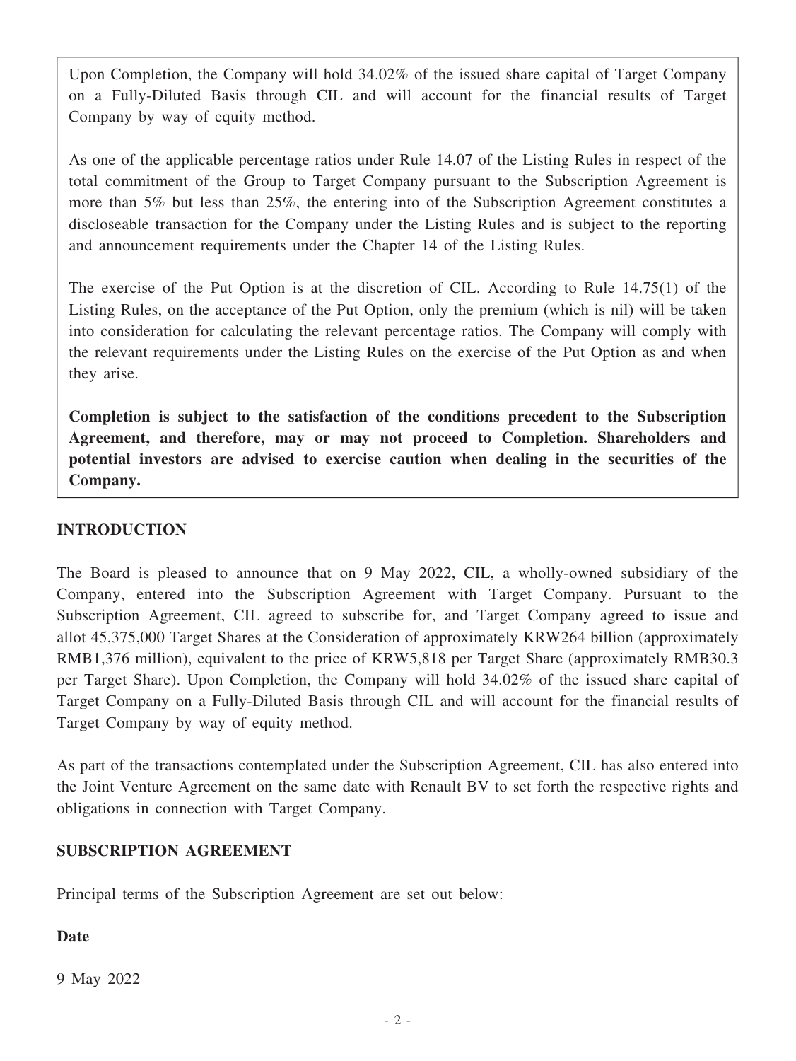Upon Completion, the Company will hold 34.02% of the issued share capital of Target Company on a Fully-Diluted Basis through CIL and will account for the financial results of Target Company by way of equity method.

As one of the applicable percentage ratios under Rule 14.07 of the Listing Rules in respect of the total commitment of the Group to Target Company pursuant to the Subscription Agreement is more than 5% but less than 25%, the entering into of the Subscription Agreement constitutes a discloseable transaction for the Company under the Listing Rules and is subject to the reporting and announcement requirements under the Chapter 14 of the Listing Rules.

The exercise of the Put Option is at the discretion of CIL. According to Rule 14.75(1) of the Listing Rules, on the acceptance of the Put Option, only the premium (which is nil) will be taken into consideration for calculating the relevant percentage ratios. The Company will comply with the relevant requirements under the Listing Rules on the exercise of the Put Option as and when they arise.

**Completion is subject to the satisfaction of the conditions precedent to the Subscription Agreement, and therefore, may or may not proceed to Completion. Shareholders and potential investors are advised to exercise caution when dealing in the securities of the Company.**

## INTRODUCTION

The Board is pleased to announce that on 9 May 2022, CIL, a wholly-owned subsidiary of the Company, entered into the Subscription Agreement with Target Company. Pursuant to the Subscription Agreement, CIL agreed to subscribe for, and Target Company agreed to issue and allot 45,375,000 Target Shares at the Consideration of approximately KRW264 billion (approximately RMB1,376 million), equivalent to the price of KRW5,818 per Target Share (approximately RMB30.3 per Target Share). Upon Completion, the Company will hold 34.02% of the issued share capital of Target Company on a Fully-Diluted Basis through CIL and will account for the financial results of Target Company by way of equity method.

As part of the transactions contemplated under the Subscription Agreement, CIL has also entered into the Joint Venture Agreement on the same date with Renault BV to set forth the respective rights and obligations in connection with Target Company.

## SUBSCRIPTION AGREEMENT

Principal terms of the Subscription Agreement are set out below:

### Date

9 May 2022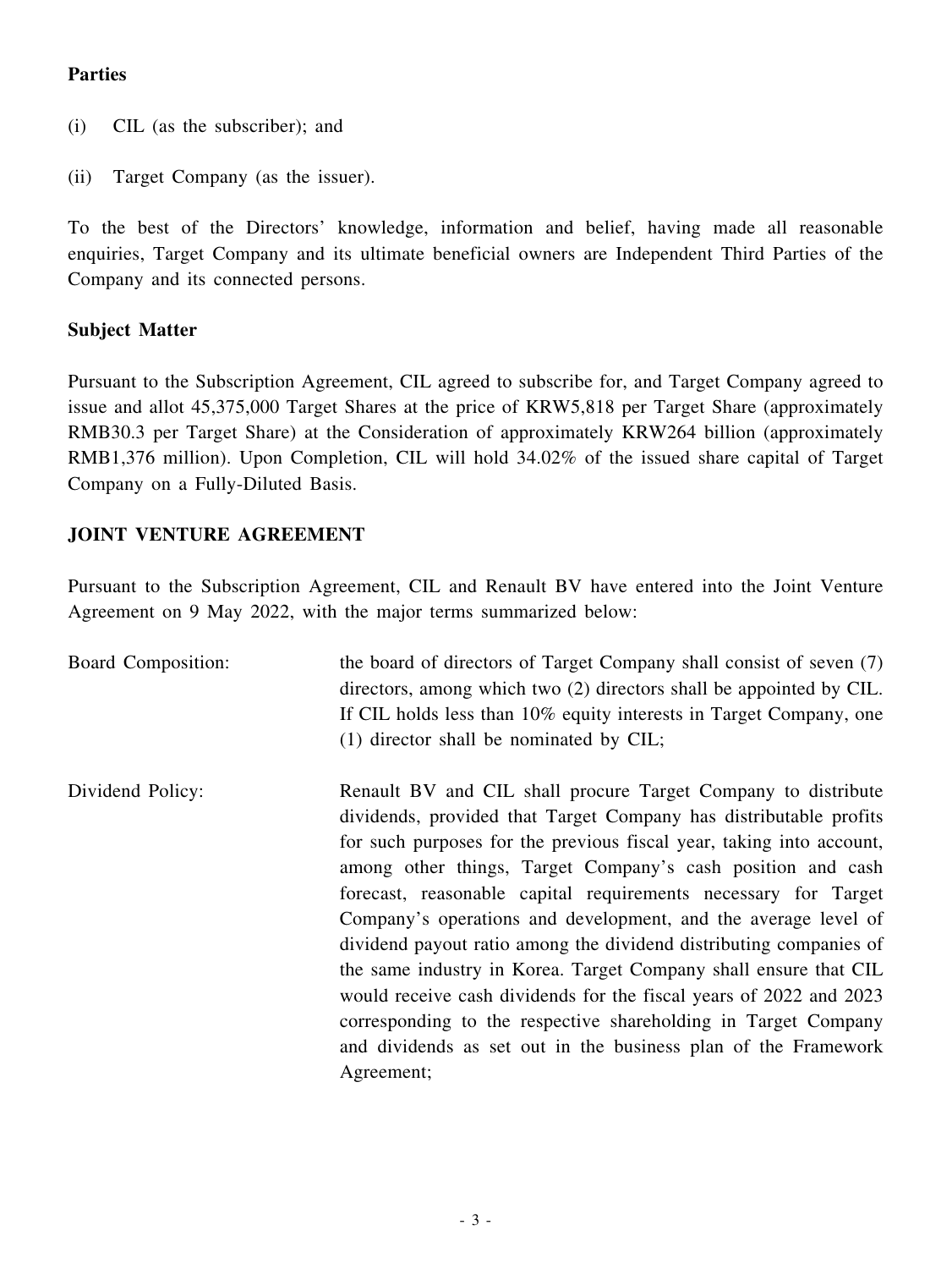**Parties**

(i) CIL (as the subscriber); and

(ii) Target Company (as the issuer).

To the best of the Directors' knowledge, information and belief, having made all reasonable enquiries, Target Company and its ultimate beneficial owners are Independent Third Parties of the Company and its connected persons.

**Subject Matter**

Pursuant to the Subscription Agreement, CIL agreed to subscribe for, and Target Company agreed to issue and allot 45,375,000 Target Shares at the price of KRW5,818 per Target Share (approximately RMB30.3 per Target Share) at the Consideration of approximately KRW264 billion (approximately RMB1,376 million). Upon Completion, CIL will hold 34.02% of the issued share capital of Target Company on a Fully-Diluted Basis.

**JOINT VENTURE AGREEMENT**

Pursuant to the Subscription Agreement, CIL and Renault BV have entered into the Joint Venture Agreement on 9 May 2022, with the major terms summarized below:

| | |
|---|---|
| Board Composition: | the board of directors of Target Company shall consist of seven (7) directors, among which two (2) directors shall be appointed by CIL. If CIL holds less than 10% equity interests in Target Company, one (1) director shall be nominated by CIL; |
| Dividend Policy: | Renault BV and CIL shall procure Target Company to distribute dividends, provided that Target Company has distributable profits for such purposes for the previous fiscal year, taking into account, among other things, Target Company's cash position and cash forecast, reasonable capital requirements necessary for Target Company's operations and development, and the average level of dividend payout ratio among the dividend distributing companies of the same industry in Korea. Target Company shall ensure that CIL would receive cash dividends for the fiscal years of 2022 and 2023 corresponding to the respective shareholding in Target Company and dividends as set out in the business plan of the Framework Agreement; |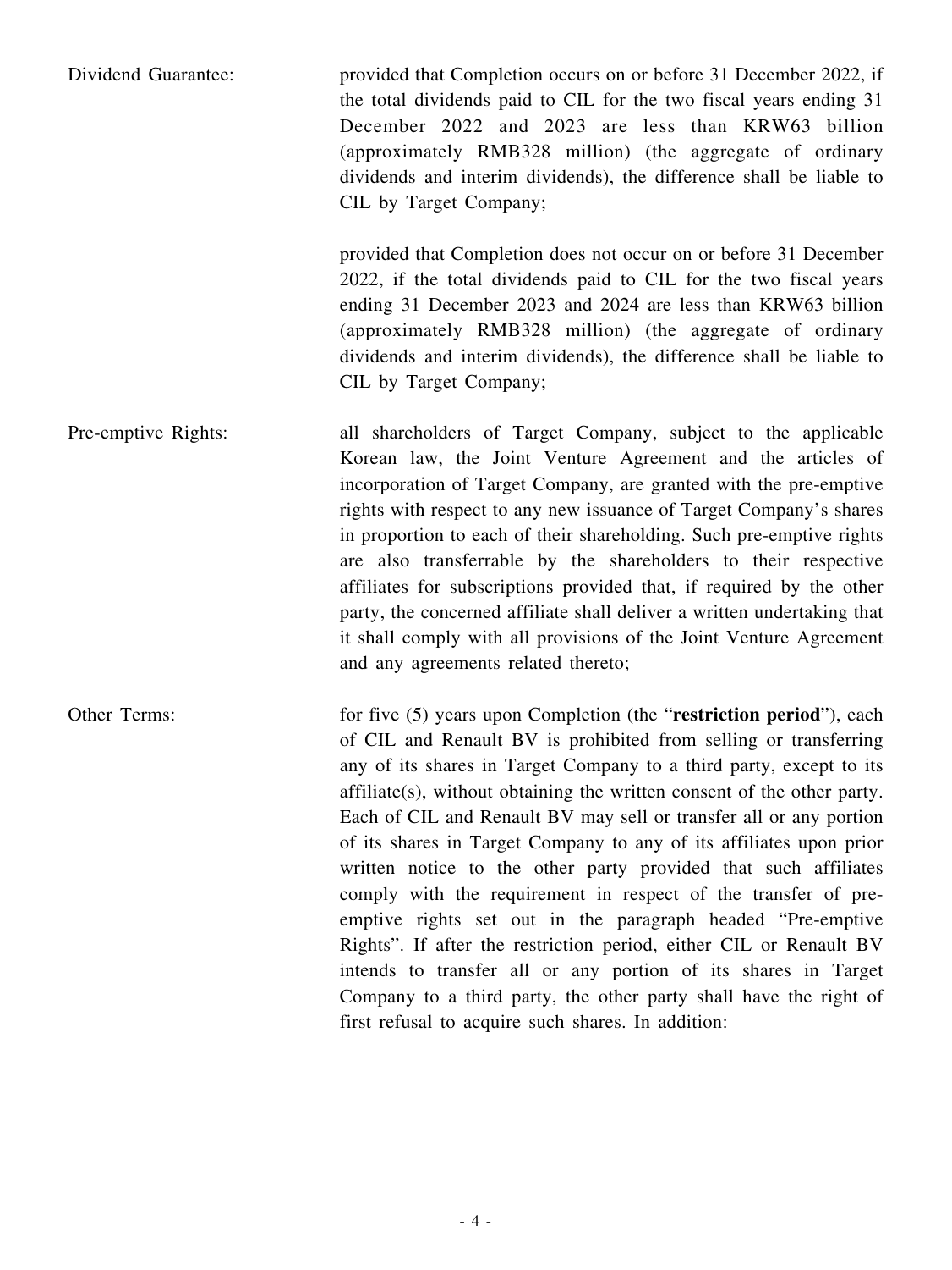| | |
|---|---|
| Dividend Guarantee: | provided that Completion occurs on or before 31 December 2022, if the total dividends paid to CIL for the two fiscal years ending 31 December 2022 and 2023 are less than KRW63 billion (approximately RMB328 million) (the aggregate of ordinary dividends and interim dividends), the difference shall be liable to CIL by Target Company;<br><br>provided that Completion does not occur on or before 31 December 2022, if the total dividends paid to CIL for the two fiscal years ending 31 December 2023 and 2024 are less than KRW63 billion (approximately RMB328 million) (the aggregate of ordinary dividends and interim dividends), the difference shall be liable to CIL by Target Company; |
| Pre-emptive Rights: | all shareholders of Target Company, subject to the applicable Korean law, the Joint Venture Agreement and the articles of incorporation of Target Company, are granted with the pre-emptive rights with respect to any new issuance of Target Company's shares in proportion to each of their shareholding. Such pre-emptive rights are also transferrable by the shareholders to their respective affiliates for subscriptions provided that, if required by the other party, the concerned affiliate shall deliver a written undertaking that it shall comply with all provisions of the Joint Venture Agreement and any agreements related thereto; |
| Other Terms: | for five (5) years upon Completion (the "**restriction period**"), each of CIL and Renault BV is prohibited from selling or transferring any of its shares in Target Company to a third party, except to its affiliate(s), without obtaining the written consent of the other party. Each of CIL and Renault BV may sell or transfer all or any portion of its shares in Target Company to any of its affiliates upon prior written notice to the other party provided that such affiliates comply with the requirement in respect of the transfer of pre-emptive rights set out in the paragraph headed "Pre-emptive Rights". If after the restriction period, either CIL or Renault BV intends to transfer all or any portion of its shares in Target Company to a third party, the other party shall have the right of first refusal to acquire such shares. In addition: |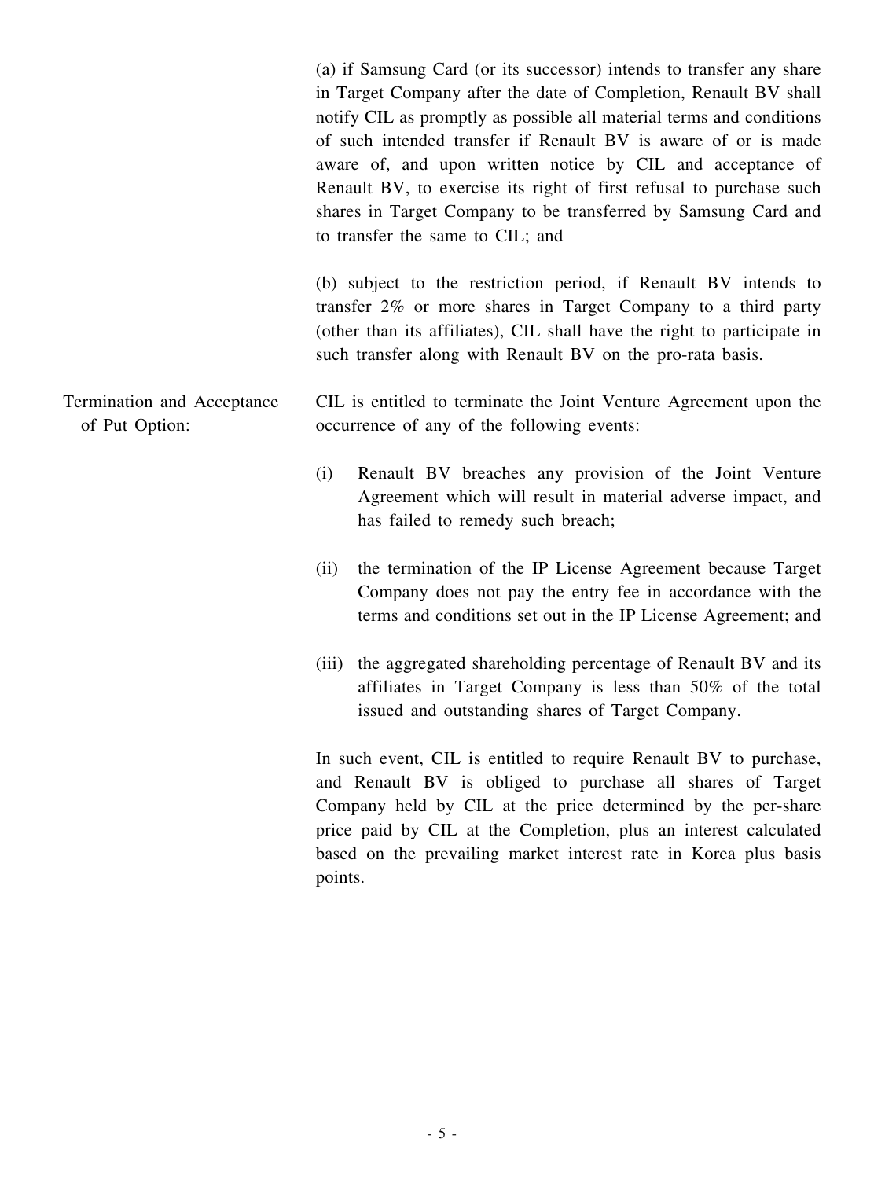(a) if Samsung Card (or its successor) intends to transfer any share in Target Company after the date of Completion, Renault BV shall notify CIL as promptly as possible all material terms and conditions of such intended transfer if Renault BV is aware of or is made aware of, and upon written notice by CIL and acceptance of Renault BV, to exercise its right of first refusal to purchase such shares in Target Company to be transferred by Samsung Card and to transfer the same to CIL; and

(b) subject to the restriction period, if Renault BV intends to transfer 2% or more shares in Target Company to a third party (other than its affiliates), CIL shall have the right to participate in such transfer along with Renault BV on the pro-rata basis.

Termination and Acceptance of Put Option:

CIL is entitled to terminate the Joint Venture Agreement upon the occurrence of any of the following events:

(i) Renault BV breaches any provision of the Joint Venture Agreement which will result in material adverse impact, and has failed to remedy such breach;

(ii) the termination of the IP License Agreement because Target Company does not pay the entry fee in accordance with the terms and conditions set out in the IP License Agreement; and

(iii) the aggregated shareholding percentage of Renault BV and its affiliates in Target Company is less than 50% of the total issued and outstanding shares of Target Company.

In such event, CIL is entitled to require Renault BV to purchase, and Renault BV is obliged to purchase all shares of Target Company held by CIL at the price determined by the per-share price paid by CIL at the Completion, plus an interest calculated based on the prevailing market interest rate in Korea plus basis points.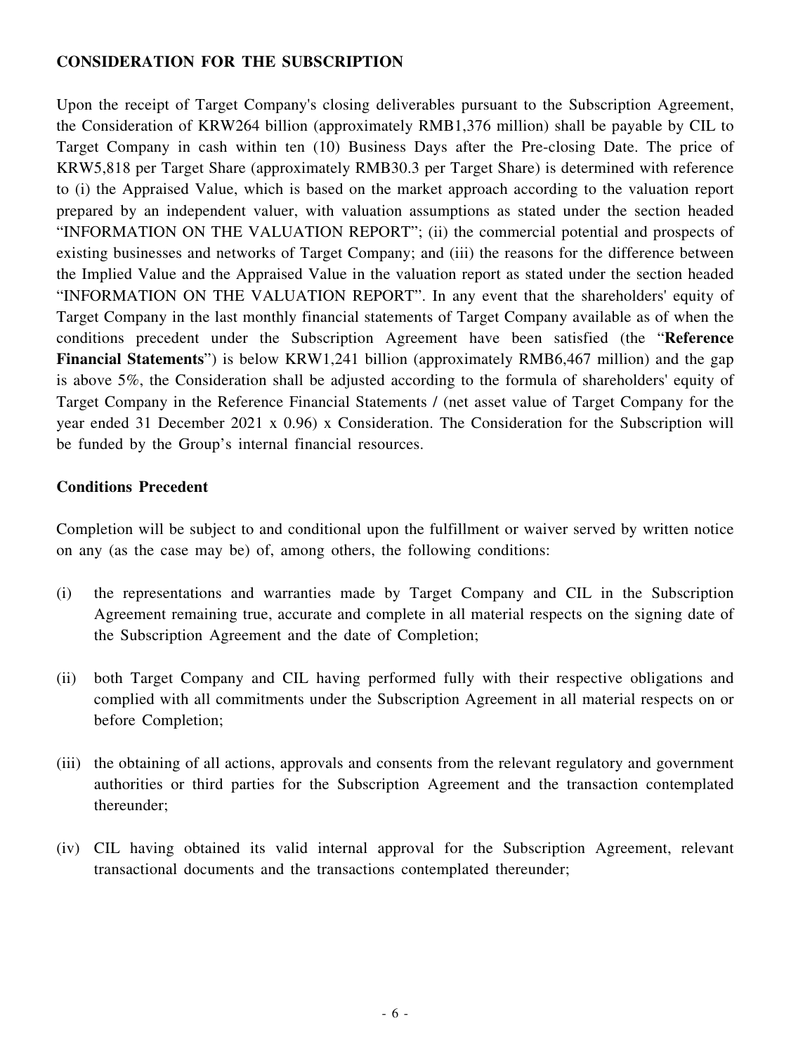**CONSIDERATION FOR THE SUBSCRIPTION**

Upon the receipt of Target Company's closing deliverables pursuant to the Subscription Agreement, the Consideration of KRW264 billion (approximately RMB1,376 million) shall be payable by CIL to Target Company in cash within ten (10) Business Days after the Pre-closing Date. The price of KRW5,818 per Target Share (approximately RMB30.3 per Target Share) is determined with reference to (i) the Appraised Value, which is based on the market approach according to the valuation report prepared by an independent valuer, with valuation assumptions as stated under the section headed "INFORMATION ON THE VALUATION REPORT"; (ii) the commercial potential and prospects of existing businesses and networks of Target Company; and (iii) the reasons for the difference between the Implied Value and the Appraised Value in the valuation report as stated under the section headed "INFORMATION ON THE VALUATION REPORT". In any event that the shareholders' equity of Target Company in the last monthly financial statements of Target Company available as of when the conditions precedent under the Subscription Agreement have been satisfied (the "**Reference Financial Statements**") is below KRW1,241 billion (approximately RMB6,467 million) and the gap is above 5%, the Consideration shall be adjusted according to the formula of shareholders' equity of Target Company in the Reference Financial Statements / (net asset value of Target Company for the year ended 31 December 2021 x 0.96) x Consideration. The Consideration for the Subscription will be funded by the Group's internal financial resources.

**Conditions Precedent**

Completion will be subject to and conditional upon the fulfillment or waiver served by written notice on any (as the case may be) of, among others, the following conditions:

(i) the representations and warranties made by Target Company and CIL in the Subscription Agreement remaining true, accurate and complete in all material respects on the signing date of the Subscription Agreement and the date of Completion;

(ii) both Target Company and CIL having performed fully with their respective obligations and complied with all commitments under the Subscription Agreement in all material respects on or before Completion;

(iii) the obtaining of all actions, approvals and consents from the relevant regulatory and government authorities or third parties for the Subscription Agreement and the transaction contemplated thereunder;

(iv) CIL having obtained its valid internal approval for the Subscription Agreement, relevant transactional documents and the transactions contemplated thereunder;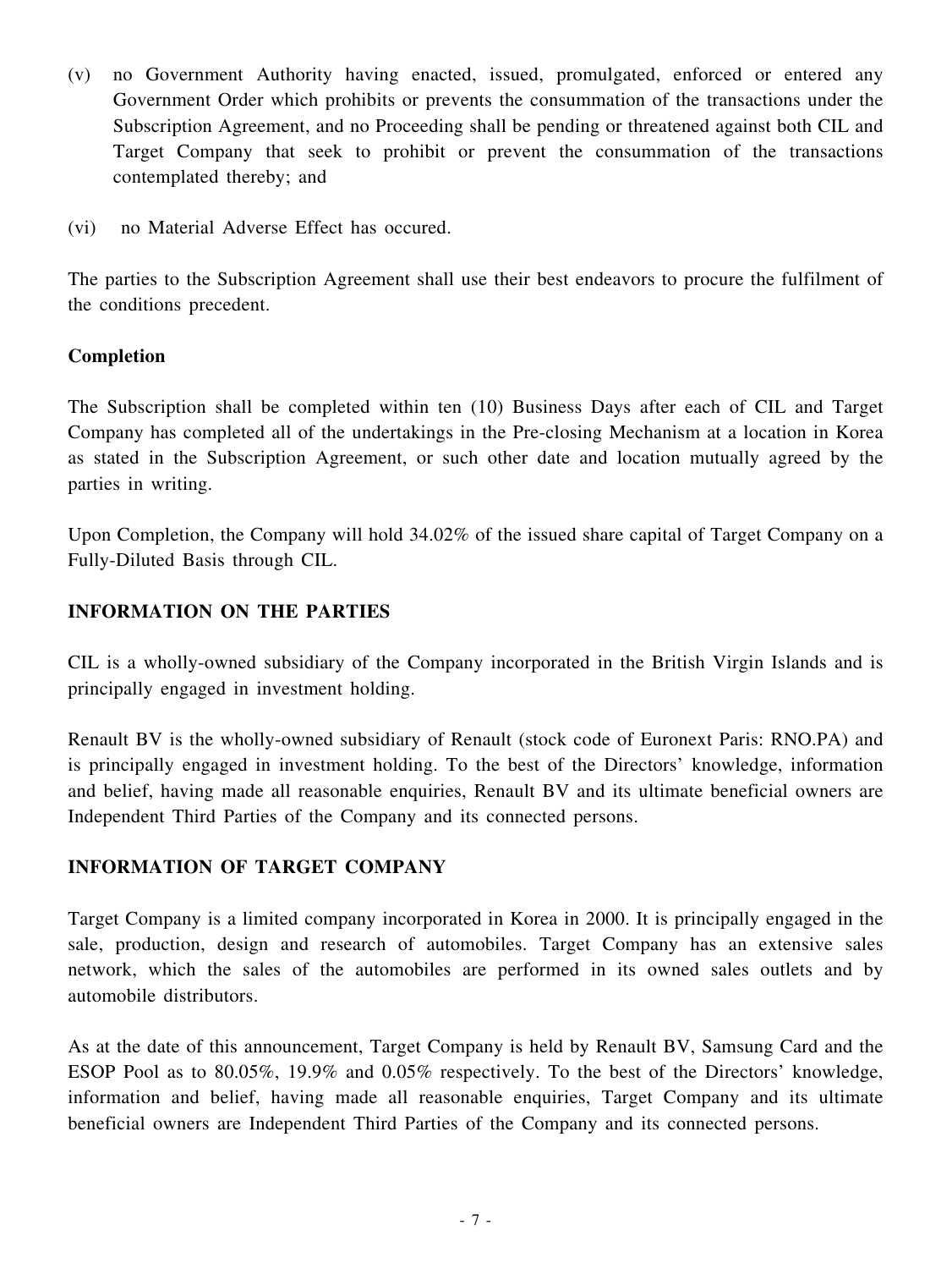(v) no Government Authority having enacted, issued, promulgated, enforced or entered any Government Order which prohibits or prevents the consummation of the transactions under the Subscription Agreement, and no Proceeding shall be pending or threatened against both CIL and Target Company that seek to prohibit or prevent the consummation of the transactions contemplated thereby; and

(vi) no Material Adverse Effect has occured.

The parties to the Subscription Agreement shall use their best endeavors to procure the fulfilment of the conditions precedent.

**Completion**

The Subscription shall be completed within ten (10) Business Days after each of CIL and Target Company has completed all of the undertakings in the Pre-closing Mechanism at a location in Korea as stated in the Subscription Agreement, or such other date and location mutually agreed by the parties in writing.

Upon Completion, the Company will hold 34.02% of the issued share capital of Target Company on a Fully-Diluted Basis through CIL.

## INFORMATION ON THE PARTIES

CIL is a wholly-owned subsidiary of the Company incorporated in the British Virgin Islands and is principally engaged in investment holding.

Renault BV is the wholly-owned subsidiary of Renault (stock code of Euronext Paris: RNO.PA) and is principally engaged in investment holding. To the best of the Directors' knowledge, information and belief, having made all reasonable enquiries, Renault BV and its ultimate beneficial owners are Independent Third Parties of the Company and its connected persons.

## INFORMATION OF TARGET COMPANY

Target Company is a limited company incorporated in Korea in 2000. It is principally engaged in the sale, production, design and research of automobiles. Target Company has an extensive sales network, which the sales of the automobiles are performed in its owned sales outlets and by automobile distributors.

As at the date of this announcement, Target Company is held by Renault BV, Samsung Card and the ESOP Pool as to 80.05%, 19.9% and 0.05% respectively. To the best of the Directors' knowledge, information and belief, having made all reasonable enquiries, Target Company and its ultimate beneficial owners are Independent Third Parties of the Company and its connected persons.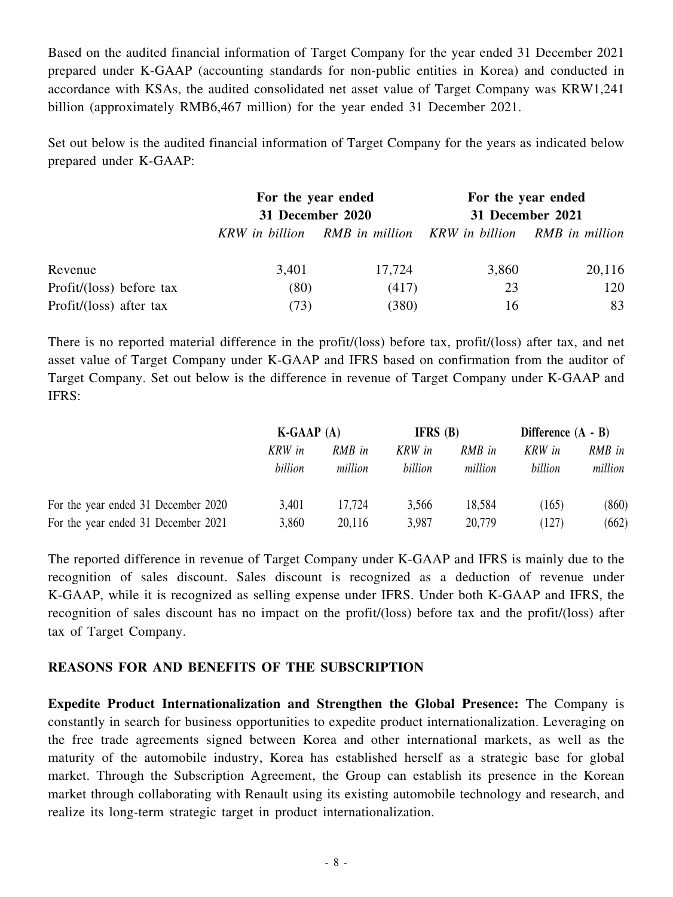Based on the audited financial information of Target Company for the year ended 31 December 2021 prepared under K-GAAP (accounting standards for non-public entities in Korea) and conducted in accordance with KSAs, the audited consolidated net asset value of Target Company was KRW1,241 billion (approximately RMB6,467 million) for the year ended 31 December 2021.

Set out below is the audited financial information of Target Company for the years as indicated below prepared under K-GAAP:

| | **For the year ended 31 December 2020** | | **For the year ended 31 December 2021** | |
|---|---|---|---|---|
| | *KRW in billion* | *RMB in million* | *KRW in billion* | *RMB in million* |
| Revenue | 3,401 | 17,724 | 3,860 | 20,116 |
| Profit/(loss) before tax | (80) | (417) | 23 | 120 |
| Profit/(loss) after tax | (73) | (380) | 16 | 83 |

There is no reported material difference in the profit/(loss) before tax, profit/(loss) after tax, and net asset value of Target Company under K-GAAP and IFRS based on confirmation from the auditor of Target Company. Set out below is the difference in revenue of Target Company under K-GAAP and IFRS:

| | **K-GAAP (A)** | | **IFRS (B)** | | **Difference (A - B)** | |
|---|---|---|---|---|---|---|
| | *KRW in billion* | *RMB in million* | *KRW in billion* | *RMB in million* | *KRW in billion* | *RMB in million* |
| For the year ended 31 December 2020 | 3,401 | 17,724 | 3,566 | 18,584 | (165) | (860) |
| For the year ended 31 December 2021 | 3,860 | 20,116 | 3,987 | 20,779 | (127) | (662) |

The reported difference in revenue of Target Company under K-GAAP and IFRS is mainly due to the recognition of sales discount. Sales discount is recognized as a deduction of revenue under K-GAAP, while it is recognized as selling expense under IFRS. Under both K-GAAP and IFRS, the recognition of sales discount has no impact on the profit/(loss) before tax and the profit/(loss) after tax of Target Company.

## REASONS FOR AND BENEFITS OF THE SUBSCRIPTION

**Expedite Product Internationalization and Strengthen the Global Presence:** The Company is constantly in search for business opportunities to expedite product internationalization. Leveraging on the free trade agreements signed between Korea and other international markets, as well as the maturity of the automobile industry, Korea has established herself as a strategic base for global market. Through the Subscription Agreement, the Group can establish its presence in the Korean market through collaborating with Renault using its existing automobile technology and research, and realize its long-term strategic target in product internationalization.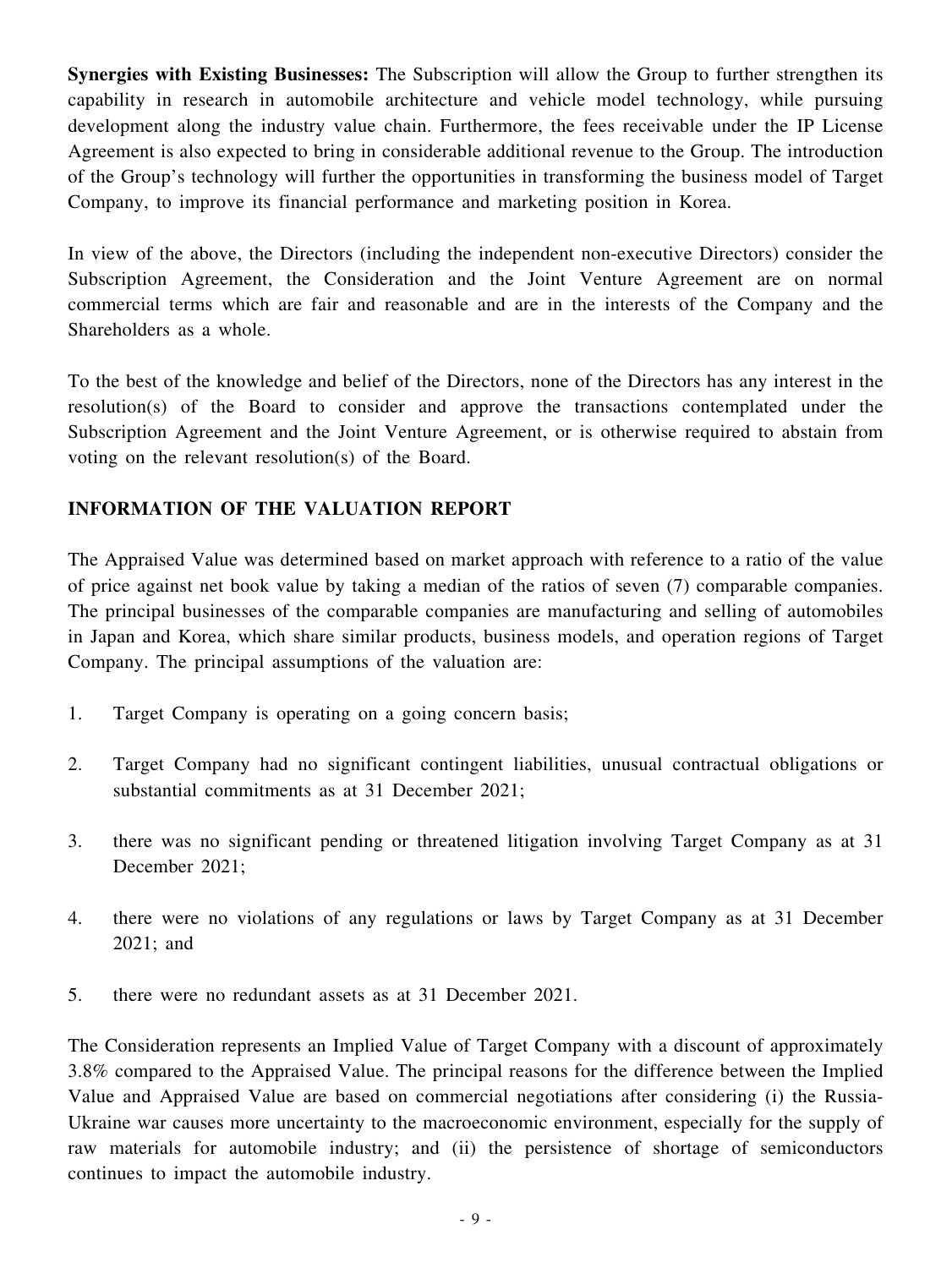**Synergies with Existing Businesses:** The Subscription will allow the Group to further strengthen its capability in research in automobile architecture and vehicle model technology, while pursuing development along the industry value chain. Furthermore, the fees receivable under the IP License Agreement is also expected to bring in considerable additional revenue to the Group. The introduction of the Group's technology will further the opportunities in transforming the business model of Target Company, to improve its financial performance and marketing position in Korea.

In view of the above, the Directors (including the independent non-executive Directors) consider the Subscription Agreement, the Consideration and the Joint Venture Agreement are on normal commercial terms which are fair and reasonable and are in the interests of the Company and the Shareholders as a whole.

To the best of the knowledge and belief of the Directors, none of the Directors has any interest in the resolution(s) of the Board to consider and approve the transactions contemplated under the Subscription Agreement and the Joint Venture Agreement, or is otherwise required to abstain from voting on the relevant resolution(s) of the Board.

## INFORMATION OF THE VALUATION REPORT

The Appraised Value was determined based on market approach with reference to a ratio of the value of price against net book value by taking a median of the ratios of seven (7) comparable companies. The principal businesses of the comparable companies are manufacturing and selling of automobiles in Japan and Korea, which share similar products, business models, and operation regions of Target Company. The principal assumptions of the valuation are:

1. Target Company is operating on a going concern basis;

2. Target Company had no significant contingent liabilities, unusual contractual obligations or substantial commitments as at 31 December 2021;

3. there was no significant pending or threatened litigation involving Target Company as at 31 December 2021;

4. there were no violations of any regulations or laws by Target Company as at 31 December 2021; and

5. there were no redundant assets as at 31 December 2021.

The Consideration represents an Implied Value of Target Company with a discount of approximately 3.8% compared to the Appraised Value. The principal reasons for the difference between the Implied Value and Appraised Value are based on commercial negotiations after considering (i) the Russia-Ukraine war causes more uncertainty to the macroeconomic environment, especially for the supply of raw materials for automobile industry; and (ii) the persistence of shortage of semiconductors continues to impact the automobile industry.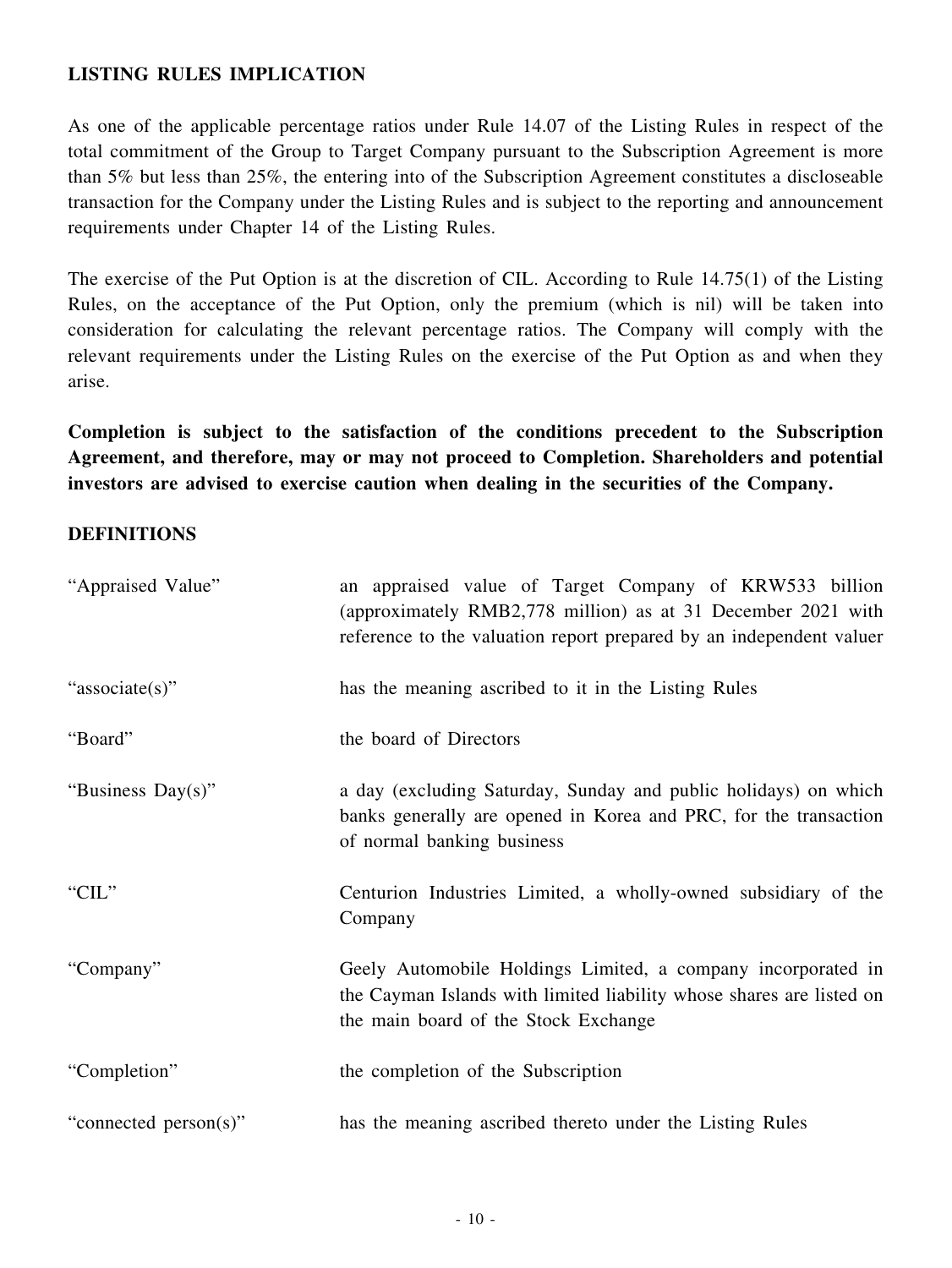## LISTING RULES IMPLICATION

As one of the applicable percentage ratios under Rule 14.07 of the Listing Rules in respect of the total commitment of the Group to Target Company pursuant to the Subscription Agreement is more than 5% but less than 25%, the entering into of the Subscription Agreement constitutes a discloseable transaction for the Company under the Listing Rules and is subject to the reporting and announcement requirements under Chapter 14 of the Listing Rules.

The exercise of the Put Option is at the discretion of CIL. According to Rule 14.75(1) of the Listing Rules, on the acceptance of the Put Option, only the premium (which is nil) will be taken into consideration for calculating the relevant percentage ratios. The Company will comply with the relevant requirements under the Listing Rules on the exercise of the Put Option as and when they arise.

**Completion is subject to the satisfaction of the conditions precedent to the Subscription Agreement, and therefore, may or may not proceed to Completion. Shareholders and potential investors are advised to exercise caution when dealing in the securities of the Company.**

## DEFINITIONS

| | |
|---|---|
| "Appraised Value" | an appraised value of Target Company of KRW533 billion (approximately RMB2,778 million) as at 31 December 2021 with reference to the valuation report prepared by an independent valuer |
| "associate(s)" | has the meaning ascribed to it in the Listing Rules |
| "Board" | the board of Directors |
| "Business Day(s)" | a day (excluding Saturday, Sunday and public holidays) on which banks generally are opened in Korea and PRC, for the transaction of normal banking business |
| "CIL" | Centurion Industries Limited, a wholly-owned subsidiary of the Company |
| "Company" | Geely Automobile Holdings Limited, a company incorporated in the Cayman Islands with limited liability whose shares are listed on the main board of the Stock Exchange |
| "Completion" | the completion of the Subscription |
| "connected person(s)" | has the meaning ascribed thereto under the Listing Rules |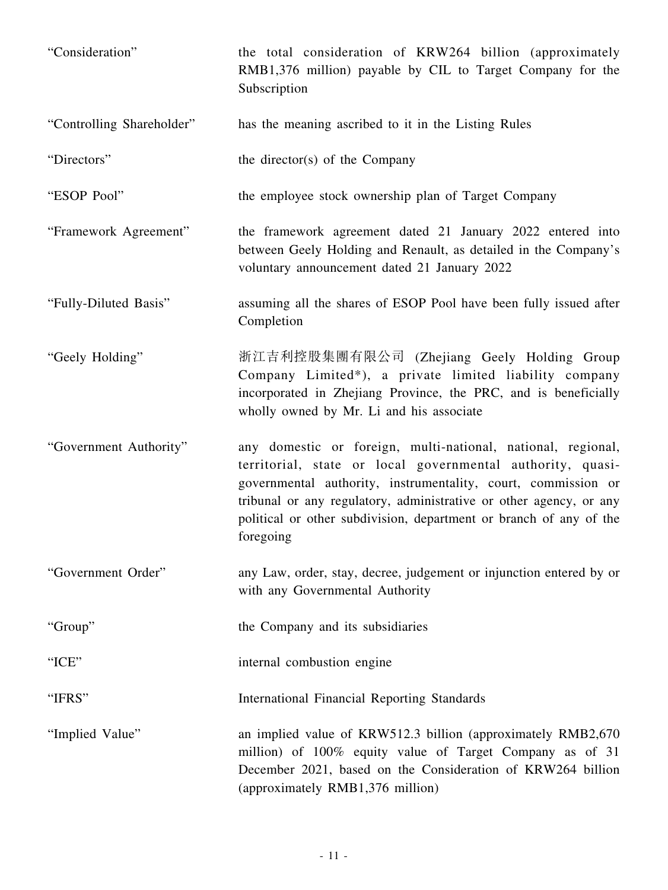| | |
|---|---|
| "Consideration" | the total consideration of KRW264 billion (approximately RMB1,376 million) payable by CIL to Target Company for the Subscription |
| "Controlling Shareholder" | has the meaning ascribed to it in the Listing Rules |
| "Directors" | the director(s) of the Company |
| "ESOP Pool" | the employee stock ownership plan of Target Company |
| "Framework Agreement" | the framework agreement dated 21 January 2022 entered into between Geely Holding and Renault, as detailed in the Company's voluntary announcement dated 21 January 2022 |
| "Fully-Diluted Basis" | assuming all the shares of ESOP Pool have been fully issued after Completion |
| "Geely Holding" | 浙江吉利控股集團有限公司 (Zhejiang Geely Holding Group Company Limited*), a private limited liability company incorporated in Zhejiang Province, the PRC, and is beneficially wholly owned by Mr. Li and his associate |
| "Government Authority" | any domestic or foreign, multi-national, national, regional, territorial, state or local governmental authority, quasi-governmental authority, instrumentality, court, commission or tribunal or any regulatory, administrative or other agency, or any political or other subdivision, department or branch of any of the foregoing |
| "Government Order" | any Law, order, stay, decree, judgement or injunction entered by or with any Governmental Authority |
| "Group" | the Company and its subsidiaries |
| "ICE" | internal combustion engine |
| "IFRS" | International Financial Reporting Standards |
| "Implied Value" | an implied value of KRW512.3 billion (approximately RMB2,670 million) of 100% equity value of Target Company as of 31 December 2021, based on the Consideration of KRW264 billion (approximately RMB1,376 million) |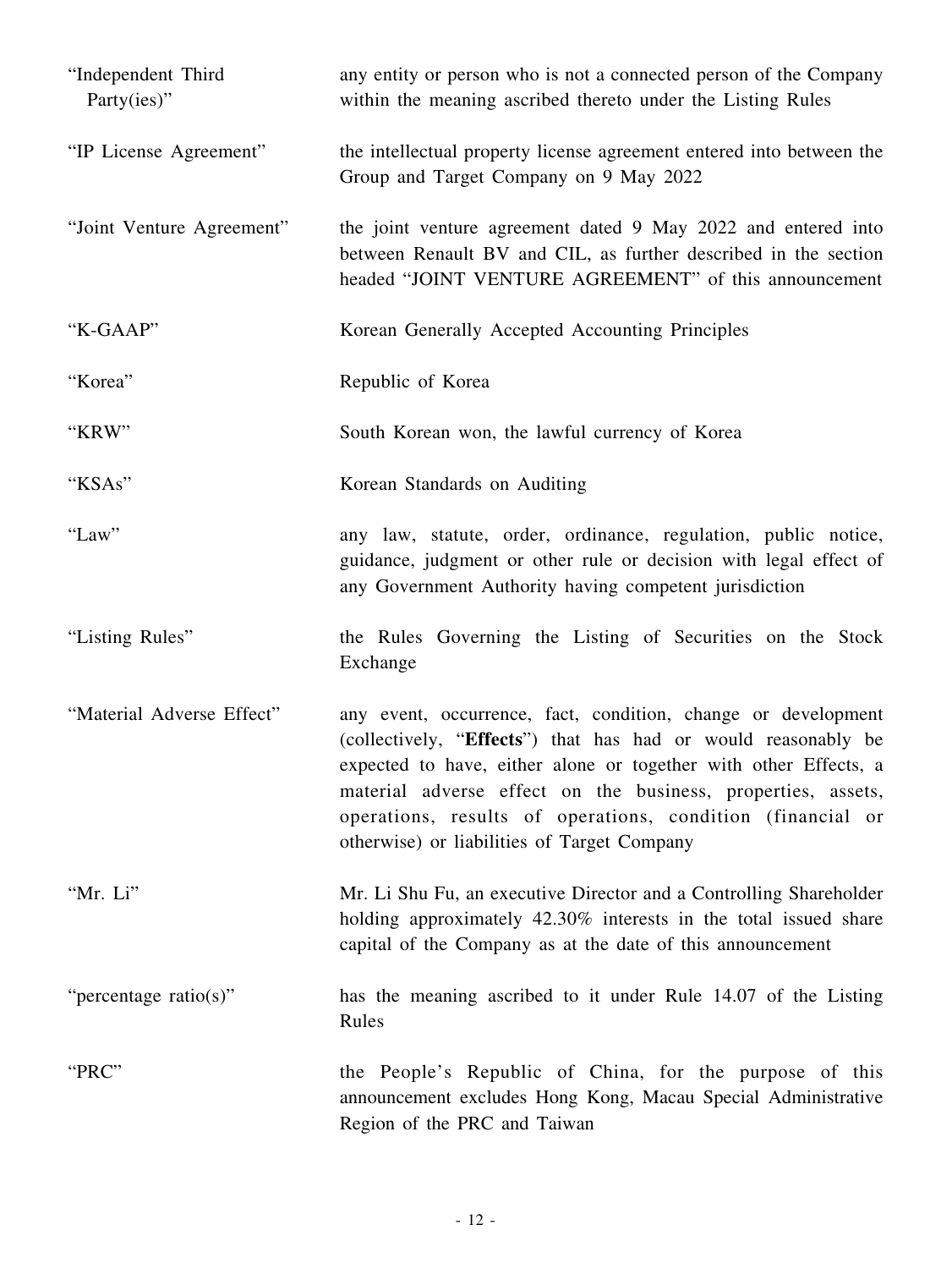| | |
|---|---|
| "Independent Third Party(ies)" | any entity or person who is not a connected person of the Company within the meaning ascribed thereto under the Listing Rules |
| "IP License Agreement" | the intellectual property license agreement entered into between the Group and Target Company on 9 May 2022 |
| "Joint Venture Agreement" | the joint venture agreement dated 9 May 2022 and entered into between Renault BV and CIL, as further described in the section headed "JOINT VENTURE AGREEMENT" of this announcement |
| "K-GAAP" | Korean Generally Accepted Accounting Principles |
| "Korea" | Republic of Korea |
| "KRW" | South Korean won, the lawful currency of Korea |
| "KSAs" | Korean Standards on Auditing |
| "Law" | any law, statute, order, ordinance, regulation, public notice, guidance, judgment or other rule or decision with legal effect of any Government Authority having competent jurisdiction |
| "Listing Rules" | the Rules Governing the Listing of Securities on the Stock Exchange |
| "Material Adverse Effect" | any event, occurrence, fact, condition, change or development (collectively, "**Effects**") that has had or would reasonably be expected to have, either alone or together with other Effects, a material adverse effect on the business, properties, assets, operations, results of operations, condition (financial or otherwise) or liabilities of Target Company |
| "Mr. Li" | Mr. Li Shu Fu, an executive Director and a Controlling Shareholder holding approximately 42.30% interests in the total issued share capital of the Company as at the date of this announcement |
| "percentage ratio(s)" | has the meaning ascribed to it under Rule 14.07 of the Listing Rules |
| "PRC" | the People's Republic of China, for the purpose of this announcement excludes Hong Kong, Macau Special Administrative Region of the PRC and Taiwan |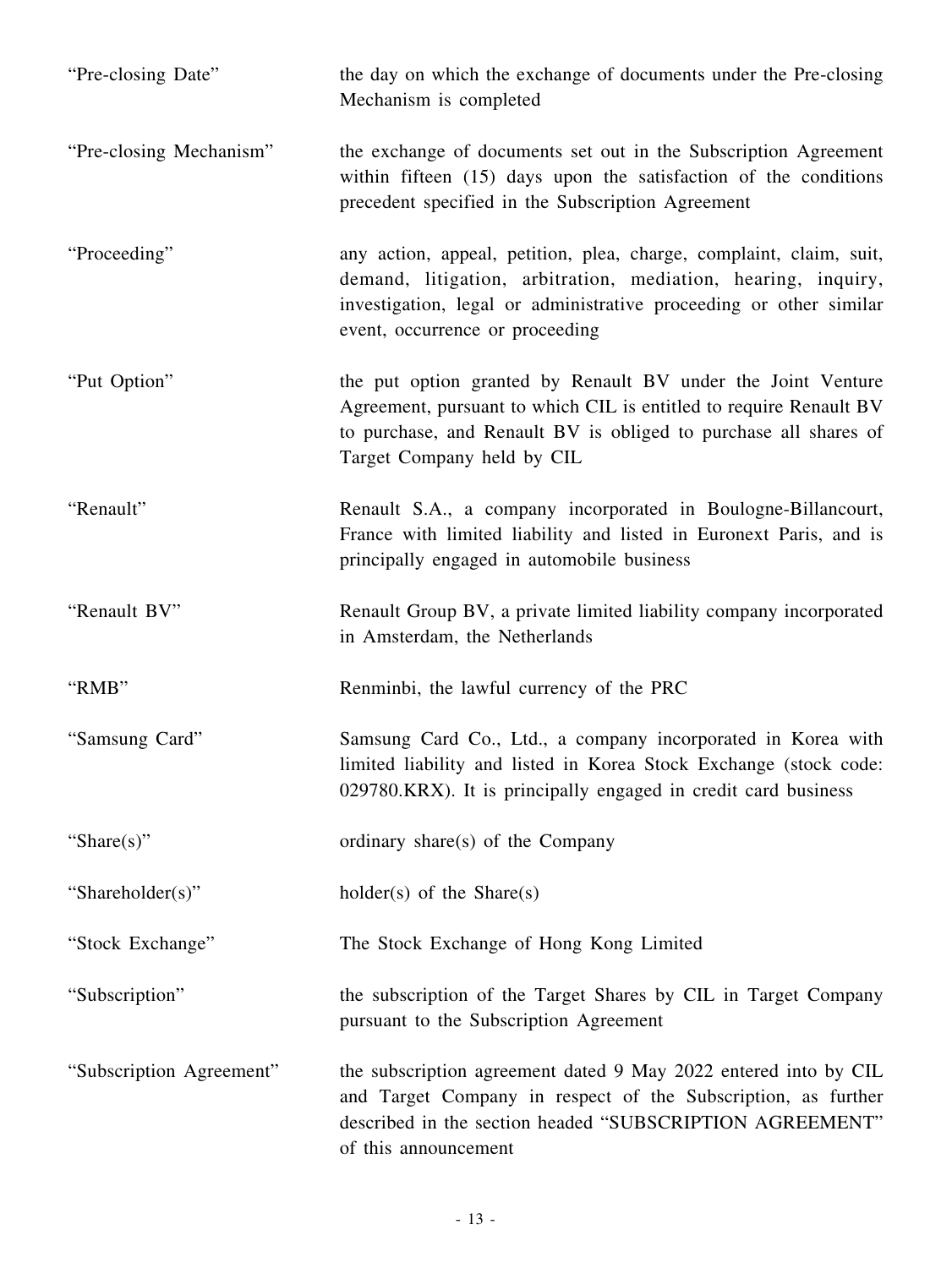| | |
|---|---|
| "Pre-closing Date" | the day on which the exchange of documents under the Pre-closing Mechanism is completed |
| "Pre-closing Mechanism" | the exchange of documents set out in the Subscription Agreement within fifteen (15) days upon the satisfaction of the conditions precedent specified in the Subscription Agreement |
| "Proceeding" | any action, appeal, petition, plea, charge, complaint, claim, suit, demand, litigation, arbitration, mediation, hearing, inquiry, investigation, legal or administrative proceeding or other similar event, occurrence or proceeding |
| "Put Option" | the put option granted by Renault BV under the Joint Venture Agreement, pursuant to which CIL is entitled to require Renault BV to purchase, and Renault BV is obliged to purchase all shares of Target Company held by CIL |
| "Renault" | Renault S.A., a company incorporated in Boulogne-Billancourt, France with limited liability and listed in Euronext Paris, and is principally engaged in automobile business |
| "Renault BV" | Renault Group BV, a private limited liability company incorporated in Amsterdam, the Netherlands |
| "RMB" | Renminbi, the lawful currency of the PRC |
| "Samsung Card" | Samsung Card Co., Ltd., a company incorporated in Korea with limited liability and listed in Korea Stock Exchange (stock code: 029780.KRX). It is principally engaged in credit card business |
| "Share(s)" | ordinary share(s) of the Company |
| "Shareholder(s)" | holder(s) of the Share(s) |
| "Stock Exchange" | The Stock Exchange of Hong Kong Limited |
| "Subscription" | the subscription of the Target Shares by CIL in Target Company pursuant to the Subscription Agreement |
| "Subscription Agreement" | the subscription agreement dated 9 May 2022 entered into by CIL and Target Company in respect of the Subscription, as further described in the section headed "SUBSCRIPTION AGREEMENT" of this announcement |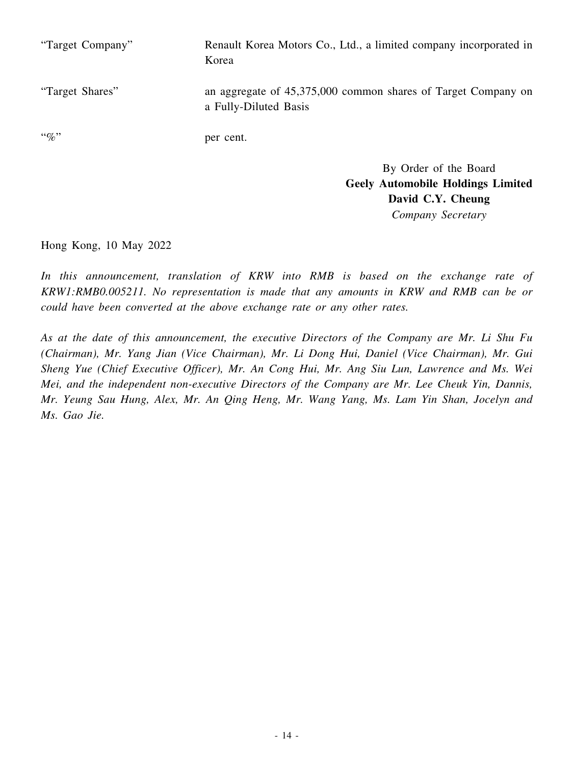| | |
|---|---|
| "Target Company" | Renault Korea Motors Co., Ltd., a limited company incorporated in Korea |
| "Target Shares" | an aggregate of 45,375,000 common shares of Target Company on a Fully-Diluted Basis |
| "%" | per cent. |

By Order of the Board
**Geely Automobile Holdings Limited**
**David C.Y. Cheung**
*Company Secretary*

Hong Kong, 10 May 2022

*In this announcement, translation of KRW into RMB is based on the exchange rate of KRW1:RMB0.005211. No representation is made that any amounts in KRW and RMB can be or could have been converted at the above exchange rate or any other rates.*

*As at the date of this announcement, the executive Directors of the Company are Mr. Li Shu Fu (Chairman), Mr. Yang Jian (Vice Chairman), Mr. Li Dong Hui, Daniel (Vice Chairman), Mr. Gui Sheng Yue (Chief Executive Officer), Mr. An Cong Hui, Mr. Ang Siu Lun, Lawrence and Ms. Wei Mei, and the independent non-executive Directors of the Company are Mr. Lee Cheuk Yin, Dannis, Mr. Yeung Sau Hung, Alex, Mr. An Qing Heng, Mr. Wang Yang, Ms. Lam Yin Shan, Jocelyn and Ms. Gao Jie.*